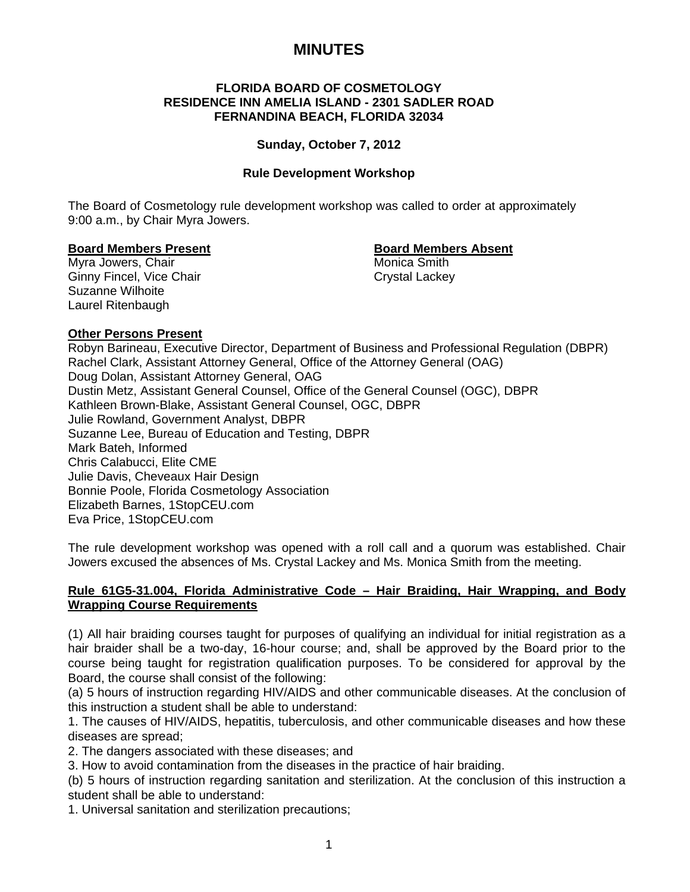# MINUTES

**FLORIDA BOARD OF COSMETOLOGY**
**RESIDENCE INN AMELIA ISLAND - 2301 SADLER ROAD**
**FERNANDINA BEACH, FLORIDA 32034**

**Sunday, October 7, 2012**

**Rule Development Workshop**

The Board of Cosmetology rule development workshop was called to order at approximately 9:00 a.m., by Chair Myra Jowers.

**Board Members Present**
Myra Jowers, Chair
Ginny Fincel, Vice Chair
Suzanne Wilhoite
Laurel Ritenbaugh

**Board Members Absent**
Monica Smith
Crystal Lackey

**Other Persons Present**
Robyn Barineau, Executive Director, Department of Business and Professional Regulation (DBPR)
Rachel Clark, Assistant Attorney General, Office of the Attorney General (OAG)
Doug Dolan, Assistant Attorney General, OAG
Dustin Metz, Assistant General Counsel, Office of the General Counsel (OGC), DBPR
Kathleen Brown-Blake, Assistant General Counsel, OGC, DBPR
Julie Rowland, Government Analyst, DBPR
Suzanne Lee, Bureau of Education and Testing, DBPR
Mark Bateh, Informed
Chris Calabucci, Elite CME
Julie Davis, Cheveaux Hair Design
Bonnie Poole, Florida Cosmetology Association
Elizabeth Barnes, 1StopCEU.com
Eva Price, 1StopCEU.com

The rule development workshop was opened with a roll call and a quorum was established. Chair Jowers excused the absences of Ms. Crystal Lackey and Ms. Monica Smith from the meeting.

**Rule 61G5-31.004, Florida Administrative Code – Hair Braiding, Hair Wrapping, and Body Wrapping Course Requirements**

(1) All hair braiding courses taught for purposes of qualifying an individual for initial registration as a hair braider shall be a two-day, 16-hour course; and, shall be approved by the Board prior to the course being taught for registration qualification purposes. To be considered for approval by the Board, the course shall consist of the following:
(a) 5 hours of instruction regarding HIV/AIDS and other communicable diseases. At the conclusion of this instruction a student shall be able to understand:
1. The causes of HIV/AIDS, hepatitis, tuberculosis, and other communicable diseases and how these diseases are spread;
2. The dangers associated with these diseases; and
3. How to avoid contamination from the diseases in the practice of hair braiding.
(b) 5 hours of instruction regarding sanitation and sterilization. At the conclusion of this instruction a student shall be able to understand:
1. Universal sanitation and sterilization precautions;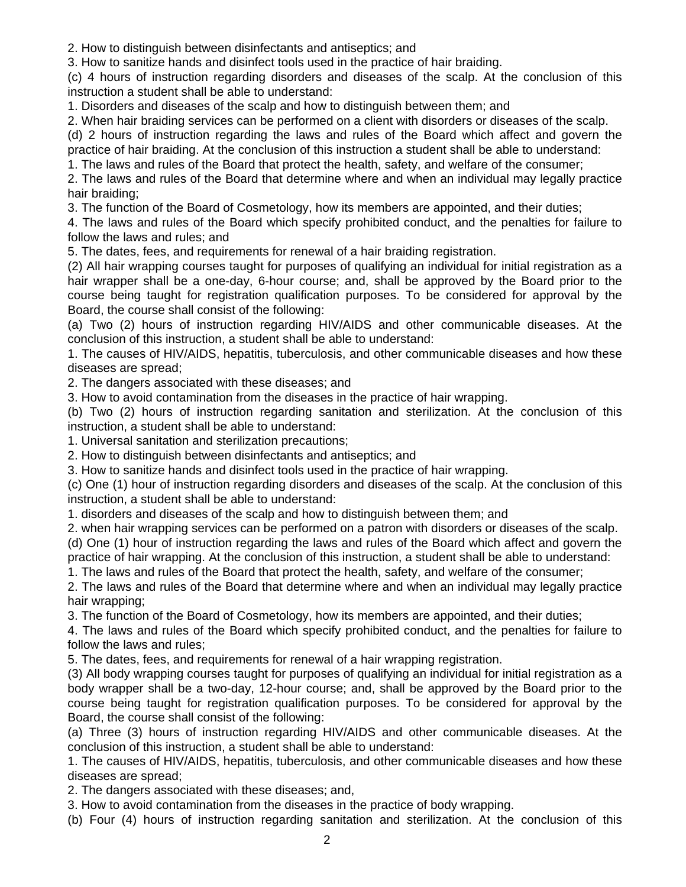2. How to distinguish between disinfectants and antiseptics; and

3. How to sanitize hands and disinfect tools used in the practice of hair braiding.

(c) 4 hours of instruction regarding disorders and diseases of the scalp. At the conclusion of this instruction a student shall be able to understand:

1. Disorders and diseases of the scalp and how to distinguish between them; and

2. When hair braiding services can be performed on a client with disorders or diseases of the scalp.

(d) 2 hours of instruction regarding the laws and rules of the Board which affect and govern the practice of hair braiding. At the conclusion of this instruction a student shall be able to understand:

1. The laws and rules of the Board that protect the health, safety, and welfare of the consumer;

2. The laws and rules of the Board that determine where and when an individual may legally practice hair braiding;

3. The function of the Board of Cosmetology, how its members are appointed, and their duties;

4. The laws and rules of the Board which specify prohibited conduct, and the penalties for failure to follow the laws and rules; and

5. The dates, fees, and requirements for renewal of a hair braiding registration.

(2) All hair wrapping courses taught for purposes of qualifying an individual for initial registration as a hair wrapper shall be a one-day, 6-hour course; and, shall be approved by the Board prior to the course being taught for registration qualification purposes. To be considered for approval by the Board, the course shall consist of the following:

(a) Two (2) hours of instruction regarding HIV/AIDS and other communicable diseases. At the conclusion of this instruction, a student shall be able to understand:

1. The causes of HIV/AIDS, hepatitis, tuberculosis, and other communicable diseases and how these diseases are spread;

2. The dangers associated with these diseases; and

3. How to avoid contamination from the diseases in the practice of hair wrapping.

(b) Two (2) hours of instruction regarding sanitation and sterilization. At the conclusion of this instruction, a student shall be able to understand:

1. Universal sanitation and sterilization precautions;

2. How to distinguish between disinfectants and antiseptics; and

3. How to sanitize hands and disinfect tools used in the practice of hair wrapping.

(c) One (1) hour of instruction regarding disorders and diseases of the scalp. At the conclusion of this instruction, a student shall be able to understand:

1. disorders and diseases of the scalp and how to distinguish between them; and

2. when hair wrapping services can be performed on a patron with disorders or diseases of the scalp.

(d) One (1) hour of instruction regarding the laws and rules of the Board which affect and govern the practice of hair wrapping. At the conclusion of this instruction, a student shall be able to understand:

1. The laws and rules of the Board that protect the health, safety, and welfare of the consumer;

2. The laws and rules of the Board that determine where and when an individual may legally practice hair wrapping;

3. The function of the Board of Cosmetology, how its members are appointed, and their duties;

4. The laws and rules of the Board which specify prohibited conduct, and the penalties for failure to follow the laws and rules;

5. The dates, fees, and requirements for renewal of a hair wrapping registration.

(3) All body wrapping courses taught for purposes of qualifying an individual for initial registration as a body wrapper shall be a two-day, 12-hour course; and, shall be approved by the Board prior to the course being taught for registration qualification purposes. To be considered for approval by the Board, the course shall consist of the following:

(a) Three (3) hours of instruction regarding HIV/AIDS and other communicable diseases. At the conclusion of this instruction, a student shall be able to understand:

1. The causes of HIV/AIDS, hepatitis, tuberculosis, and other communicable diseases and how these diseases are spread;

2. The dangers associated with these diseases; and,

3. How to avoid contamination from the diseases in the practice of body wrapping.

(b) Four (4) hours of instruction regarding sanitation and sterilization. At the conclusion of this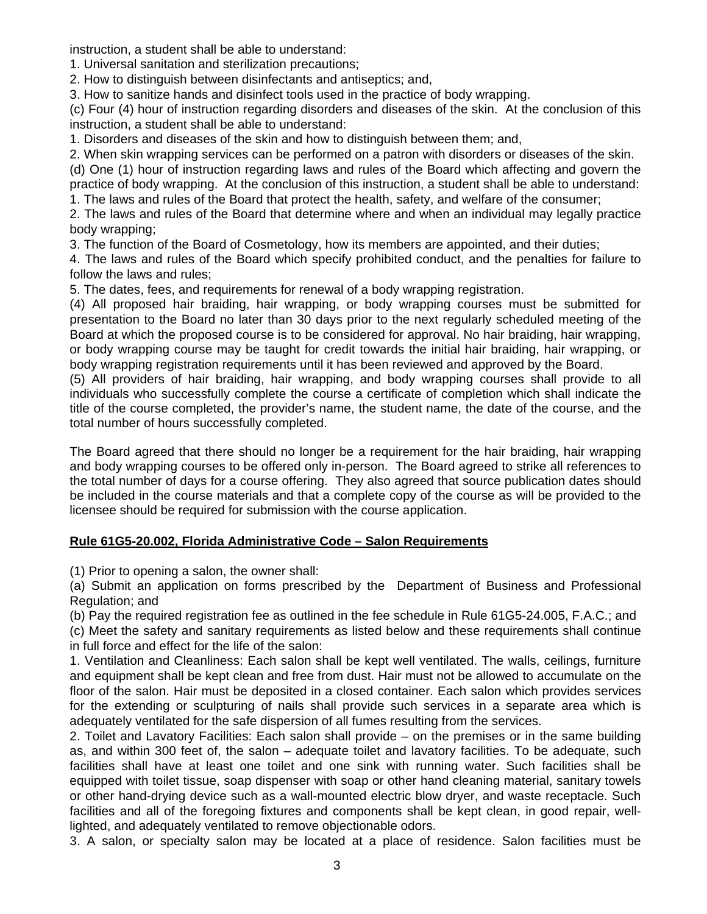instruction, a student shall be able to understand:

1. Universal sanitation and sterilization precautions;
2. How to distinguish between disinfectants and antiseptics; and,
3. How to sanitize hands and disinfect tools used in the practice of body wrapping.

(c) Four (4) hour of instruction regarding disorders and diseases of the skin. At the conclusion of this instruction, a student shall be able to understand:

1. Disorders and diseases of the skin and how to distinguish between them; and,
2. When skin wrapping services can be performed on a patron with disorders or diseases of the skin.

(d) One (1) hour of instruction regarding laws and rules of the Board which affecting and govern the practice of body wrapping. At the conclusion of this instruction, a student shall be able to understand:

1. The laws and rules of the Board that protect the health, safety, and welfare of the consumer;
2. The laws and rules of the Board that determine where and when an individual may legally practice body wrapping;
3. The function of the Board of Cosmetology, how its members are appointed, and their duties;
4. The laws and rules of the Board which specify prohibited conduct, and the penalties for failure to follow the laws and rules;
5. The dates, fees, and requirements for renewal of a body wrapping registration.

(4) All proposed hair braiding, hair wrapping, or body wrapping courses must be submitted for presentation to the Board no later than 30 days prior to the next regularly scheduled meeting of the Board at which the proposed course is to be considered for approval. No hair braiding, hair wrapping, or body wrapping course may be taught for credit towards the initial hair braiding, hair wrapping, or body wrapping registration requirements until it has been reviewed and approved by the Board.

(5) All providers of hair braiding, hair wrapping, and body wrapping courses shall provide to all individuals who successfully complete the course a certificate of completion which shall indicate the title of the course completed, the provider's name, the student name, the date of the course, and the total number of hours successfully completed.

The Board agreed that there should no longer be a requirement for the hair braiding, hair wrapping and body wrapping courses to be offered only in-person. The Board agreed to strike all references to the total number of days for a course offering. They also agreed that source publication dates should be included in the course materials and that a complete copy of the course as will be provided to the licensee should be required for submission with the course application.

**Rule 61G5-20.002, Florida Administrative Code – Salon Requirements**

(1) Prior to opening a salon, the owner shall:

(a) Submit an application on forms prescribed by the Department of Business and Professional Regulation; and

(b) Pay the required registration fee as outlined in the fee schedule in Rule 61G5-24.005, F.A.C.; and

(c) Meet the safety and sanitary requirements as listed below and these requirements shall continue in full force and effect for the life of the salon:

1. Ventilation and Cleanliness: Each salon shall be kept well ventilated. The walls, ceilings, furniture and equipment shall be kept clean and free from dust. Hair must not be allowed to accumulate on the floor of the salon. Hair must be deposited in a closed container. Each salon which provides services for the extending or sculpturing of nails shall provide such services in a separate area which is adequately ventilated for the safe dispersion of all fumes resulting from the services.
2. Toilet and Lavatory Facilities: Each salon shall provide – on the premises or in the same building as, and within 300 feet of, the salon – adequate toilet and lavatory facilities. To be adequate, such facilities shall have at least one toilet and one sink with running water. Such facilities shall be equipped with toilet tissue, soap dispenser with soap or other hand cleaning material, sanitary towels or other hand-drying device such as a wall-mounted electric blow dryer, and waste receptacle. Such facilities and all of the foregoing fixtures and components shall be kept clean, in good repair, well-lighted, and adequately ventilated to remove objectionable odors.
3. A salon, or specialty salon may be located at a place of residence. Salon facilities must be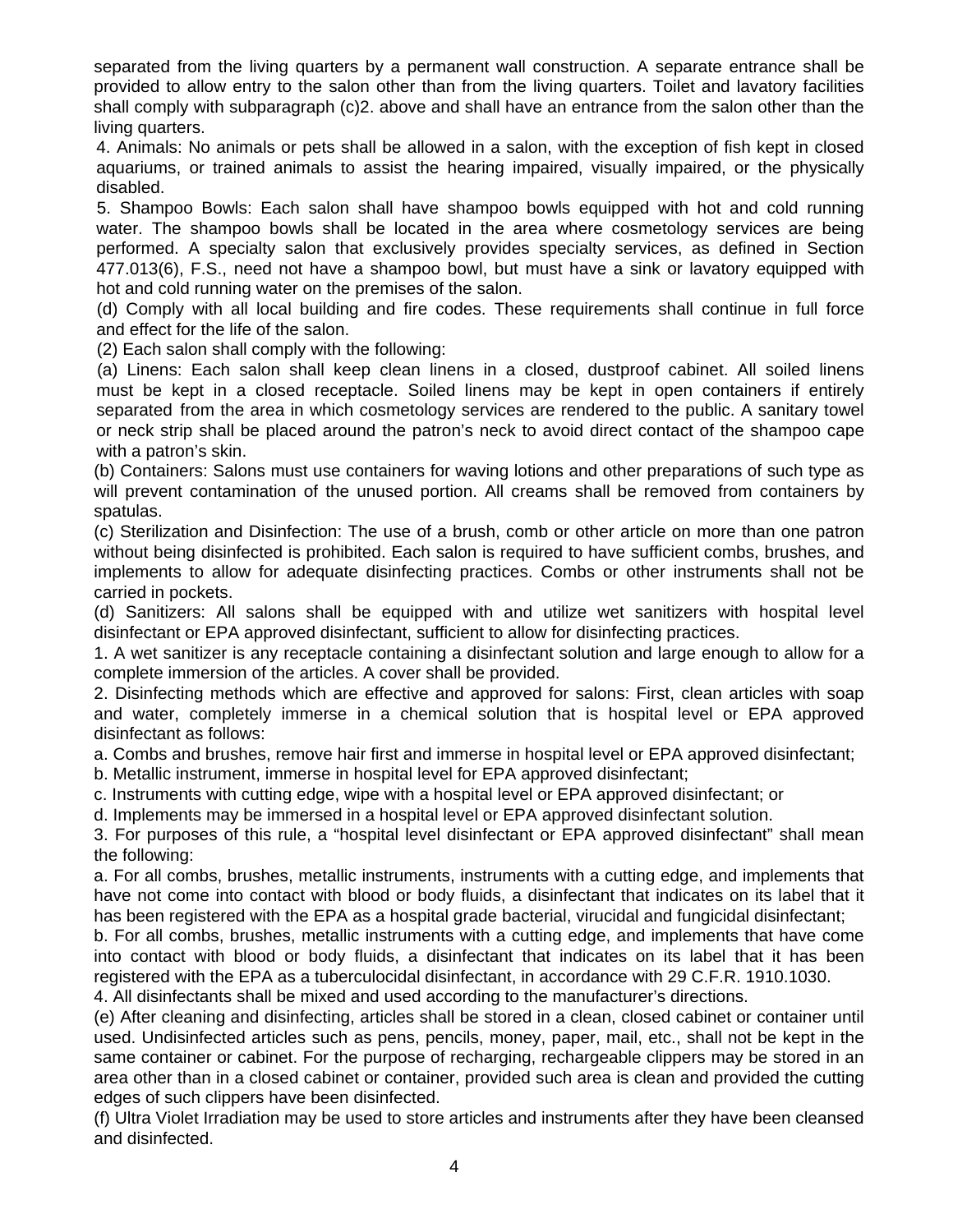separated from the living quarters by a permanent wall construction. A separate entrance shall be provided to allow entry to the salon other than from the living quarters. Toilet and lavatory facilities shall comply with subparagraph (c)2. above and shall have an entrance from the salon other than the living quarters.

4. Animals: No animals or pets shall be allowed in a salon, with the exception of fish kept in closed aquariums, or trained animals to assist the hearing impaired, visually impaired, or the physically disabled.

5. Shampoo Bowls: Each salon shall have shampoo bowls equipped with hot and cold running water. The shampoo bowls shall be located in the area where cosmetology services are being performed. A specialty salon that exclusively provides specialty services, as defined in Section 477.013(6), F.S., need not have a shampoo bowl, but must have a sink or lavatory equipped with hot and cold running water on the premises of the salon.

(d) Comply with all local building and fire codes. These requirements shall continue in full force and effect for the life of the salon.

(2) Each salon shall comply with the following:

(a) Linens: Each salon shall keep clean linens in a closed, dustproof cabinet. All soiled linens must be kept in a closed receptacle. Soiled linens may be kept in open containers if entirely separated from the area in which cosmetology services are rendered to the public. A sanitary towel or neck strip shall be placed around the patron's neck to avoid direct contact of the shampoo cape with a patron's skin.

(b) Containers: Salons must use containers for waving lotions and other preparations of such type as will prevent contamination of the unused portion. All creams shall be removed from containers by spatulas.

(c) Sterilization and Disinfection: The use of a brush, comb or other article on more than one patron without being disinfected is prohibited. Each salon is required to have sufficient combs, brushes, and implements to allow for adequate disinfecting practices. Combs or other instruments shall not be carried in pockets.

(d) Sanitizers: All salons shall be equipped with and utilize wet sanitizers with hospital level disinfectant or EPA approved disinfectant, sufficient to allow for disinfecting practices.

1. A wet sanitizer is any receptacle containing a disinfectant solution and large enough to allow for a complete immersion of the articles. A cover shall be provided.

2. Disinfecting methods which are effective and approved for salons: First, clean articles with soap and water, completely immerse in a chemical solution that is hospital level or EPA approved disinfectant as follows:

a. Combs and brushes, remove hair first and immerse in hospital level or EPA approved disinfectant;

b. Metallic instrument, immerse in hospital level for EPA approved disinfectant;

c. Instruments with cutting edge, wipe with a hospital level or EPA approved disinfectant; or

d. Implements may be immersed in a hospital level or EPA approved disinfectant solution.

3. For purposes of this rule, a "hospital level disinfectant or EPA approved disinfectant" shall mean the following:

a. For all combs, brushes, metallic instruments, instruments with a cutting edge, and implements that have not come into contact with blood or body fluids, a disinfectant that indicates on its label that it has been registered with the EPA as a hospital grade bacterial, virucidal and fungicidal disinfectant;

b. For all combs, brushes, metallic instruments with a cutting edge, and implements that have come into contact with blood or body fluids, a disinfectant that indicates on its label that it has been registered with the EPA as a tuberculocidal disinfectant, in accordance with 29 C.F.R. 1910.1030.

4. All disinfectants shall be mixed and used according to the manufacturer's directions.

(e) After cleaning and disinfecting, articles shall be stored in a clean, closed cabinet or container until used. Undisinfected articles such as pens, pencils, money, paper, mail, etc., shall not be kept in the same container or cabinet. For the purpose of recharging, rechargeable clippers may be stored in an area other than in a closed cabinet or container, provided such area is clean and provided the cutting edges of such clippers have been disinfected.

(f) Ultra Violet Irradiation may be used to store articles and instruments after they have been cleansed and disinfected.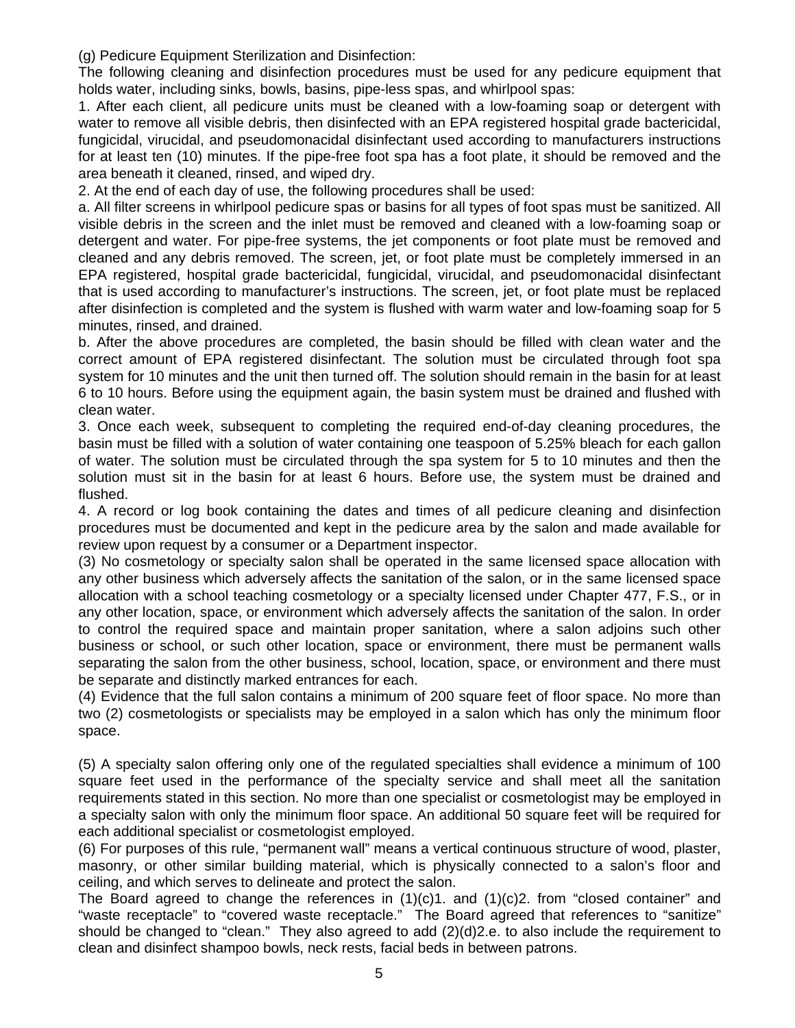(g) Pedicure Equipment Sterilization and Disinfection:

The following cleaning and disinfection procedures must be used for any pedicure equipment that holds water, including sinks, bowls, basins, pipe-less spas, and whirlpool spas:

1. After each client, all pedicure units must be cleaned with a low-foaming soap or detergent with water to remove all visible debris, then disinfected with an EPA registered hospital grade bactericidal, fungicidal, virucidal, and pseudomonacidal disinfectant used according to manufacturers instructions for at least ten (10) minutes. If the pipe-free foot spa has a foot plate, it should be removed and the area beneath it cleaned, rinsed, and wiped dry.

2. At the end of each day of use, the following procedures shall be used:

a. All filter screens in whirlpool pedicure spas or basins for all types of foot spas must be sanitized. All visible debris in the screen and the inlet must be removed and cleaned with a low-foaming soap or detergent and water. For pipe-free systems, the jet components or foot plate must be removed and cleaned and any debris removed. The screen, jet, or foot plate must be completely immersed in an EPA registered, hospital grade bactericidal, fungicidal, virucidal, and pseudomonacidal disinfectant that is used according to manufacturer's instructions. The screen, jet, or foot plate must be replaced after disinfection is completed and the system is flushed with warm water and low-foaming soap for 5 minutes, rinsed, and drained.

b. After the above procedures are completed, the basin should be filled with clean water and the correct amount of EPA registered disinfectant. The solution must be circulated through foot spa system for 10 minutes and the unit then turned off. The solution should remain in the basin for at least 6 to 10 hours. Before using the equipment again, the basin system must be drained and flushed with clean water.

3. Once each week, subsequent to completing the required end-of-day cleaning procedures, the basin must be filled with a solution of water containing one teaspoon of 5.25% bleach for each gallon of water. The solution must be circulated through the spa system for 5 to 10 minutes and then the solution must sit in the basin for at least 6 hours. Before use, the system must be drained and flushed.

4. A record or log book containing the dates and times of all pedicure cleaning and disinfection procedures must be documented and kept in the pedicure area by the salon and made available for review upon request by a consumer or a Department inspector.

(3) No cosmetology or specialty salon shall be operated in the same licensed space allocation with any other business which adversely affects the sanitation of the salon, or in the same licensed space allocation with a school teaching cosmetology or a specialty licensed under Chapter 477, F.S., or in any other location, space, or environment which adversely affects the sanitation of the salon. In order to control the required space and maintain proper sanitation, where a salon adjoins such other business or school, or such other location, space or environment, there must be permanent walls separating the salon from the other business, school, location, space, or environment and there must be separate and distinctly marked entrances for each.

(4) Evidence that the full salon contains a minimum of 200 square feet of floor space. No more than two (2) cosmetologists or specialists may be employed in a salon which has only the minimum floor space.

(5) A specialty salon offering only one of the regulated specialties shall evidence a minimum of 100 square feet used in the performance of the specialty service and shall meet all the sanitation requirements stated in this section. No more than one specialist or cosmetologist may be employed in a specialty salon with only the minimum floor space. An additional 50 square feet will be required for each additional specialist or cosmetologist employed.

(6) For purposes of this rule, "permanent wall" means a vertical continuous structure of wood, plaster, masonry, or other similar building material, which is physically connected to a salon's floor and ceiling, and which serves to delineate and protect the salon.

The Board agreed to change the references in (1)(c)1. and (1)(c)2. from "closed container" and "waste receptacle" to "covered waste receptacle." The Board agreed that references to "sanitize" should be changed to "clean." They also agreed to add (2)(d)2.e. to also include the requirement to clean and disinfect shampoo bowls, neck rests, facial beds in between patrons.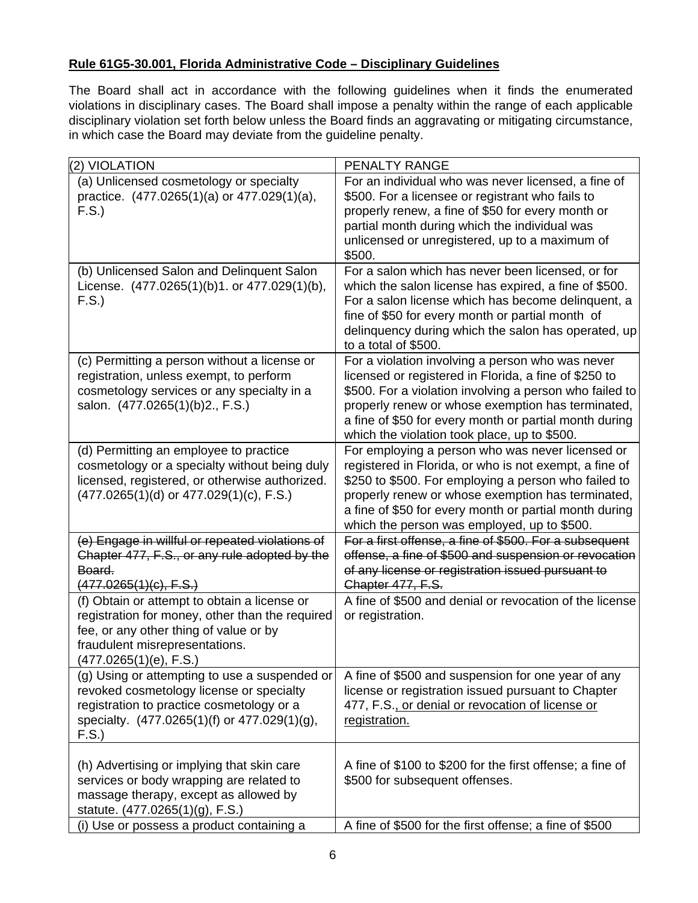**Rule 61G5-30.001, Florida Administrative Code – Disciplinary Guidelines**

The Board shall act in accordance with the following guidelines when it finds the enumerated violations in disciplinary cases. The Board shall impose a penalty within the range of each applicable disciplinary violation set forth below unless the Board finds an aggravating or mitigating circumstance, in which case the Board may deviate from the guideline penalty.

| (2) VIOLATION | PENALTY RANGE |
|---|---|
| (a) Unlicensed cosmetology or specialty practice. (477.0265(1)(a) or 477.029(1)(a), F.S.) | For an individual who was never licensed, a fine of $500. For a licensee or registrant who fails to properly renew, a fine of $50 for every month or partial month during which the individual was unlicensed or unregistered, up to a maximum of $500. |
| (b) Unlicensed Salon and Delinquent Salon License. (477.0265(1)(b)1. or 477.029(1)(b), F.S.) | For a salon which has never been licensed, or for which the salon license has expired, a fine of $500. For a salon license which has become delinquent, a fine of $50 for every month or partial month of delinquency during which the salon has operated, up to a total of $500. |
| (c) Permitting a person without a license or registration, unless exempt, to perform cosmetology services or any specialty in a salon. (477.0265(1)(b)2., F.S.) | For a violation involving a person who was never licensed or registered in Florida, a fine of $250 to $500. For a violation involving a person who failed to properly renew or whose exemption has terminated, a fine of $50 for every month or partial month during which the violation took place, up to $500. |
| (d) Permitting an employee to practice cosmetology or a specialty without being duly licensed, registered, or otherwise authorized. (477.0265(1)(d) or 477.029(1)(c), F.S.) | For employing a person who was never licensed or registered in Florida, or who is not exempt, a fine of $250 to $500. For employing a person who failed to properly renew or whose exemption has terminated, a fine of $50 for every month or partial month during which the person was employed, up to $500. |
| ~~(e) Engage in willful or repeated violations of Chapter 477, F.S., or any rule adopted by the Board. (477.0265(1)(c), F.S.)~~ | ~~For a first offense, a fine of $500. For a subsequent offense, a fine of $500 and suspension or revocation of any license or registration issued pursuant to Chapter 477, F.S.~~ |
| (f) Obtain or attempt to obtain a license or registration for money, other than the required fee, or any other thing of value or by fraudulent misrepresentations. (477.0265(1)(e), F.S.) | A fine of $500 and denial or revocation of the license or registration. |
| (g) Using or attempting to use a suspended or revoked cosmetology license or specialty registration to practice cosmetology or a specialty. (477.0265(1)(f) or 477.029(1)(g), F.S.) | A fine of $500 and suspension for one year of any license or registration issued pursuant to Chapter 477, F.S.<u>, or denial or revocation of license or registration.</u> |
| (h) Advertising or implying that skin care services or body wrapping are related to massage therapy, except as allowed by statute. (477.0265(1)(g), F.S.) | A fine of $100 to $200 for the first offense; a fine of $500 for subsequent offenses. |
| (i) Use or possess a product containing a | A fine of $500 for the first offense; a fine of $500 |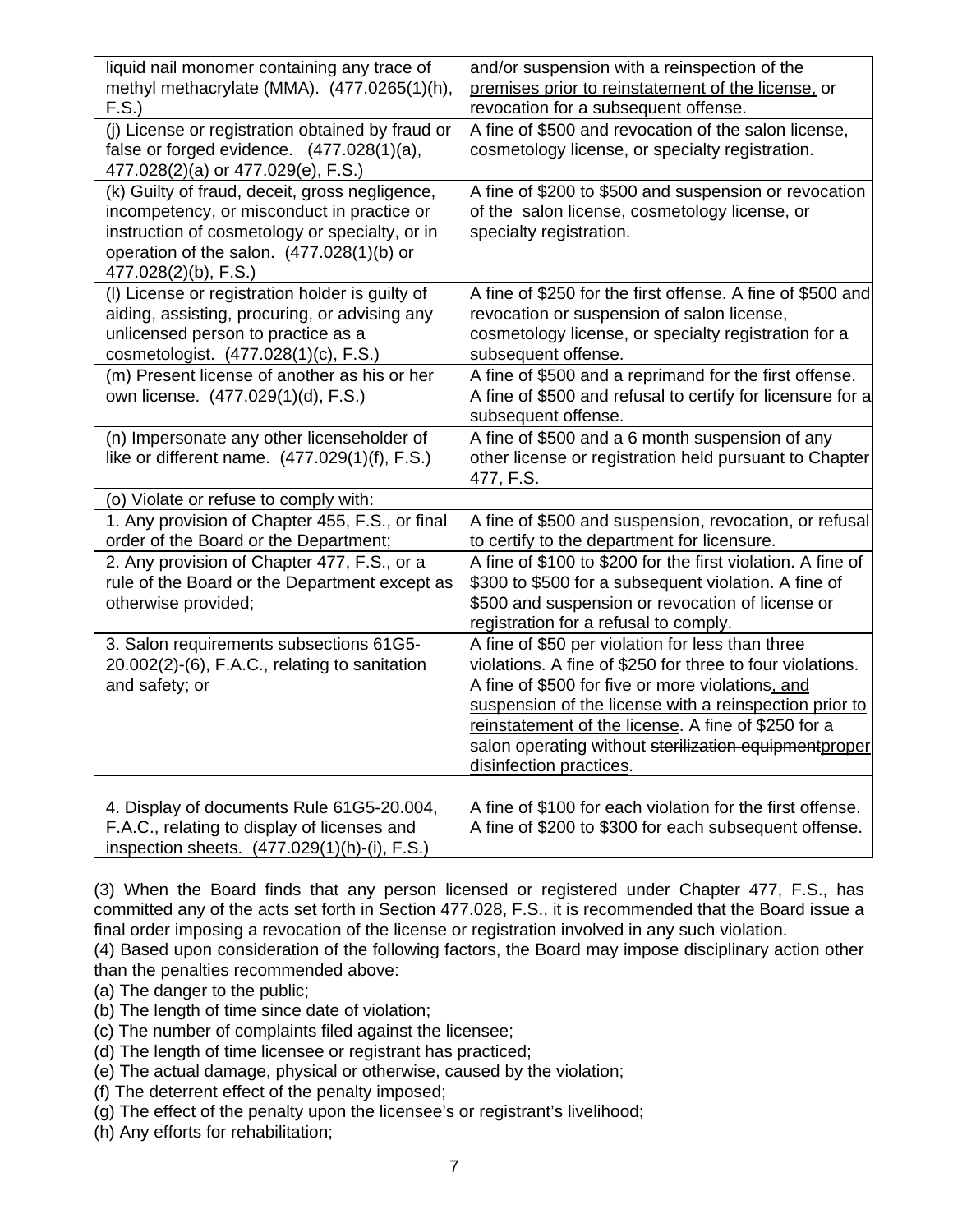| | |
|---|---|
| liquid nail monomer containing any trace of methyl methacrylate (MMA). (477.0265(1)(h), F.S.) | and/or suspension with a reinspection of the premises prior to reinstatement of the license, or revocation for a subsequent offense. |
| (j) License or registration obtained by fraud or false or forged evidence. (477.028(1)(a), 477.028(2)(a) or 477.029(e), F.S.) | A fine of $500 and revocation of the salon license, cosmetology license, or specialty registration. |
| (k) Guilty of fraud, deceit, gross negligence, incompetency, or misconduct in practice or instruction of cosmetology or specialty, or in operation of the salon. (477.028(1)(b) or 477.028(2)(b), F.S.) | A fine of $200 to $500 and suspension or revocation of the salon license, cosmetology license, or specialty registration. |
| (l) License or registration holder is guilty of aiding, assisting, procuring, or advising any unlicensed person to practice as a cosmetologist. (477.028(1)(c), F.S.) | A fine of $250 for the first offense. A fine of $500 and revocation or suspension of salon license, cosmetology license, or specialty registration for a subsequent offense. |
| (m) Present license of another as his or her own license. (477.029(1)(d), F.S.) | A fine of $500 and a reprimand for the first offense. A fine of $500 and refusal to certify for licensure for a subsequent offense. |
| (n) Impersonate any other licenseholder of like or different name. (477.029(1)(f), F.S.) | A fine of $500 and a 6 month suspension of any other license or registration held pursuant to Chapter 477, F.S. |
| (o) Violate or refuse to comply with: | |
| 1. Any provision of Chapter 455, F.S., or final order of the Board or the Department; | A fine of $500 and suspension, revocation, or refusal to certify to the department for licensure. |
| 2. Any provision of Chapter 477, F.S., or a rule of the Board or the Department except as otherwise provided; | A fine of $100 to $200 for the first violation. A fine of $300 to $500 for a subsequent violation. A fine of $500 and suspension or revocation of license or registration for a refusal to comply. |
| 3. Salon requirements subsections 61G5-20.002(2)-(6), F.A.C., relating to sanitation and safety; or | A fine of $50 per violation for less than three violations. A fine of $250 for three to four violations. A fine of $500 for five or more violations, and suspension of the license with a reinspection prior to reinstatement of the license. A fine of $250 for a salon operating without ~~sterilization equipment~~proper disinfection practices. |
| 4. Display of documents Rule 61G5-20.004, F.A.C., relating to display of licenses and inspection sheets. (477.029(1)(h)-(i), F.S.) | A fine of $100 for each violation for the first offense. A fine of $200 to $300 for each subsequent offense. |

(3) When the Board finds that any person licensed or registered under Chapter 477, F.S., has committed any of the acts set forth in Section 477.028, F.S., it is recommended that the Board issue a final order imposing a revocation of the license or registration involved in any such violation.

(4) Based upon consideration of the following factors, the Board may impose disciplinary action other than the penalties recommended above:

(a) The danger to the public;

(b) The length of time since date of violation;

(c) The number of complaints filed against the licensee;

(d) The length of time licensee or registrant has practiced;

(e) The actual damage, physical or otherwise, caused by the violation;

(f) The deterrent effect of the penalty imposed;

(g) The effect of the penalty upon the licensee's or registrant's livelihood;

(h) Any efforts for rehabilitation;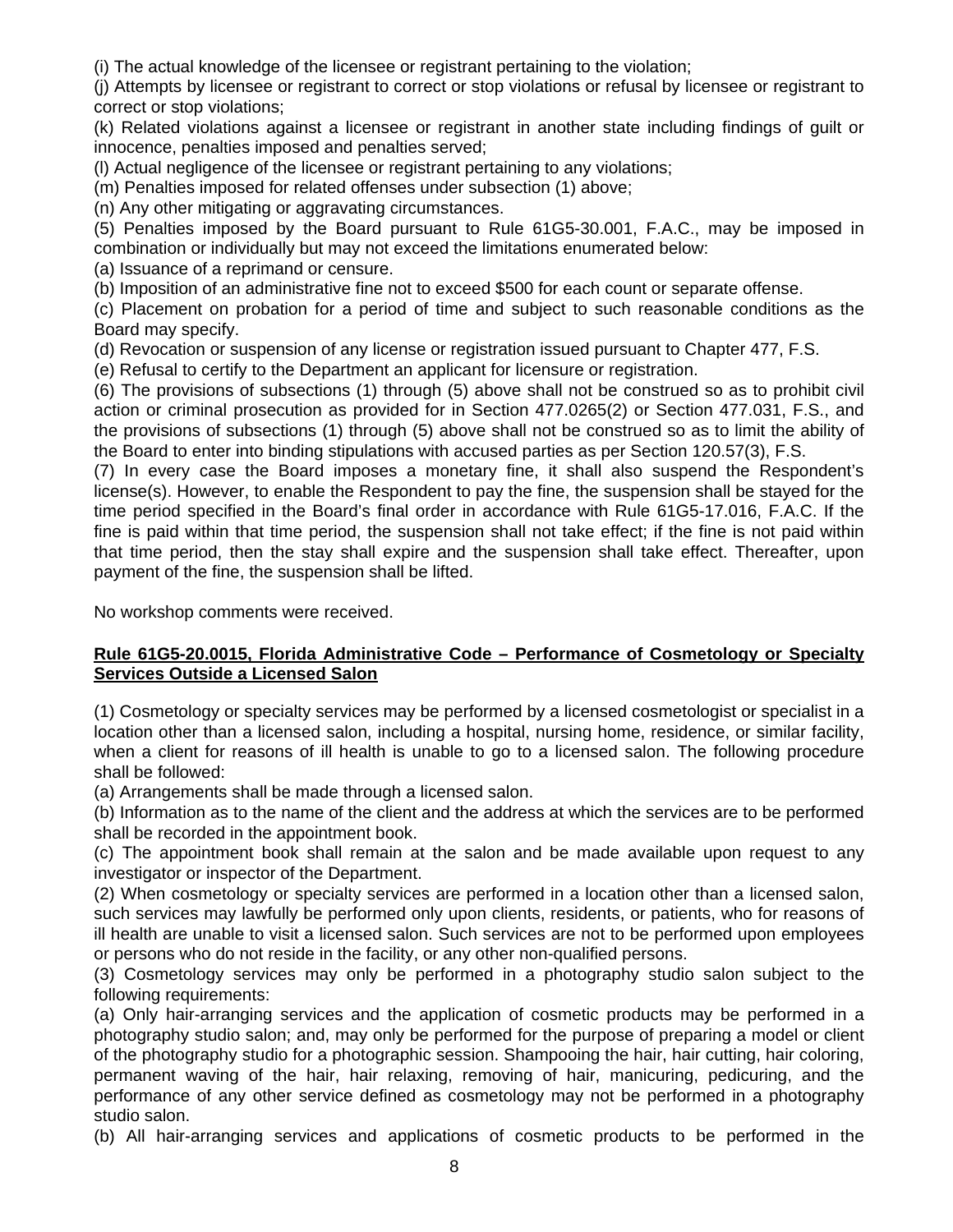(i) The actual knowledge of the licensee or registrant pertaining to the violation;

(j) Attempts by licensee or registrant to correct or stop violations or refusal by licensee or registrant to correct or stop violations;

(k) Related violations against a licensee or registrant in another state including findings of guilt or innocence, penalties imposed and penalties served;

(l) Actual negligence of the licensee or registrant pertaining to any violations;

(m) Penalties imposed for related offenses under subsection (1) above;

(n) Any other mitigating or aggravating circumstances.

(5) Penalties imposed by the Board pursuant to Rule 61G5-30.001, F.A.C., may be imposed in combination or individually but may not exceed the limitations enumerated below:

(a) Issuance of a reprimand or censure.

(b) Imposition of an administrative fine not to exceed $500 for each count or separate offense.

(c) Placement on probation for a period of time and subject to such reasonable conditions as the Board may specify.

(d) Revocation or suspension of any license or registration issued pursuant to Chapter 477, F.S.

(e) Refusal to certify to the Department an applicant for licensure or registration.

(6) The provisions of subsections (1) through (5) above shall not be construed so as to prohibit civil action or criminal prosecution as provided for in Section 477.0265(2) or Section 477.031, F.S., and the provisions of subsections (1) through (5) above shall not be construed so as to limit the ability of the Board to enter into binding stipulations with accused parties as per Section 120.57(3), F.S.

(7) In every case the Board imposes a monetary fine, it shall also suspend the Respondent's license(s). However, to enable the Respondent to pay the fine, the suspension shall be stayed for the time period specified in the Board's final order in accordance with Rule 61G5-17.016, F.A.C. If the fine is paid within that time period, the suspension shall not take effect; if the fine is not paid within that time period, then the stay shall expire and the suspension shall take effect. Thereafter, upon payment of the fine, the suspension shall be lifted.

No workshop comments were received.

**Rule 61G5-20.0015, Florida Administrative Code – Performance of Cosmetology or Specialty Services Outside a Licensed Salon**

(1) Cosmetology or specialty services may be performed by a licensed cosmetologist or specialist in a location other than a licensed salon, including a hospital, nursing home, residence, or similar facility, when a client for reasons of ill health is unable to go to a licensed salon. The following procedure shall be followed:

(a) Arrangements shall be made through a licensed salon.

(b) Information as to the name of the client and the address at which the services are to be performed shall be recorded in the appointment book.

(c) The appointment book shall remain at the salon and be made available upon request to any investigator or inspector of the Department.

(2) When cosmetology or specialty services are performed in a location other than a licensed salon, such services may lawfully be performed only upon clients, residents, or patients, who for reasons of ill health are unable to visit a licensed salon. Such services are not to be performed upon employees or persons who do not reside in the facility, or any other non-qualified persons.

(3) Cosmetology services may only be performed in a photography studio salon subject to the following requirements:

(a) Only hair-arranging services and the application of cosmetic products may be performed in a photography studio salon; and, may only be performed for the purpose of preparing a model or client of the photography studio for a photographic session. Shampooing the hair, hair cutting, hair coloring, permanent waving of the hair, hair relaxing, removing of hair, manicuring, pedicuring, and the performance of any other service defined as cosmetology may not be performed in a photography studio salon.

(b) All hair-arranging services and applications of cosmetic products to be performed in the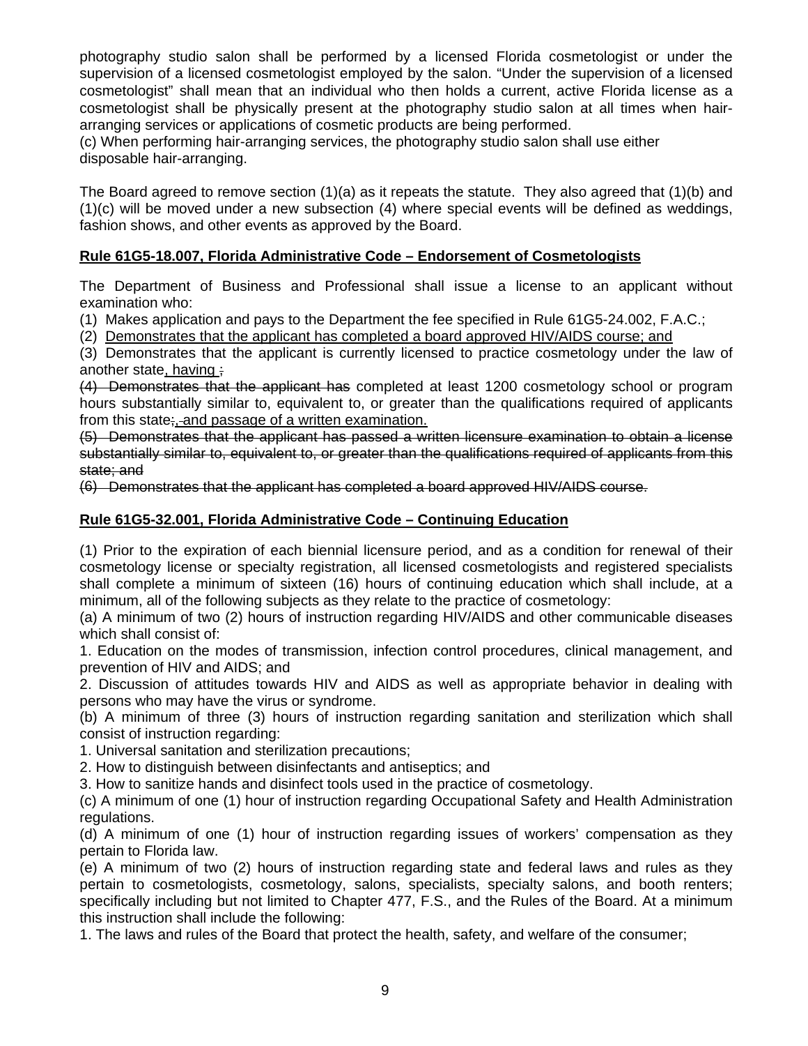photography studio salon shall be performed by a licensed Florida cosmetologist or under the supervision of a licensed cosmetologist employed by the salon. "Under the supervision of a licensed cosmetologist" shall mean that an individual who then holds a current, active Florida license as a cosmetologist shall be physically present at the photography studio salon at all times when hair-arranging services or applications of cosmetic products are being performed.

(c) When performing hair-arranging services, the photography studio salon shall use either disposable hair-arranging.

The Board agreed to remove section (1)(a) as it repeats the statute. They also agreed that (1)(b) and (1)(c) will be moved under a new subsection (4) where special events will be defined as weddings, fashion shows, and other events as approved by the Board.

**<u>Rule 61G5-18.007, Florida Administrative Code – Endorsement of Cosmetologists</u>**

The Department of Business and Professional shall issue a license to an applicant without examination who:

(1) Makes application and pays to the Department the fee specified in Rule 61G5-24.002, F.A.C.;

(2) <u>Demonstrates that the applicant has completed a board approved HIV/AIDS course; and</u>

(3) Demonstrates that the applicant is currently licensed to practice cosmetology under the law of another state<u>, having </u>~~;~~

~~(4) Demonstrates that the applicant has~~ completed at least 1200 cosmetology school or program hours substantially similar to, equivalent to, or greater than the qualifications required of applicants from this state~~;~~<u>, and passage of a written examination.</u>

~~(5) Demonstrates that the applicant has passed a written licensure examination to obtain a license substantially similar to, equivalent to, or greater than the qualifications required of applicants from this state; and~~

~~(6) Demonstrates that the applicant has completed a board approved HIV/AIDS course.~~

**<u>Rule 61G5-32.001, Florida Administrative Code – Continuing Education</u>**

(1) Prior to the expiration of each biennial licensure period, and as a condition for renewal of their cosmetology license or specialty registration, all licensed cosmetologists and registered specialists shall complete a minimum of sixteen (16) hours of continuing education which shall include, at a minimum, all of the following subjects as they relate to the practice of cosmetology:

(a) A minimum of two (2) hours of instruction regarding HIV/AIDS and other communicable diseases which shall consist of:

1. Education on the modes of transmission, infection control procedures, clinical management, and prevention of HIV and AIDS; and

2. Discussion of attitudes towards HIV and AIDS as well as appropriate behavior in dealing with persons who may have the virus or syndrome.

(b) A minimum of three (3) hours of instruction regarding sanitation and sterilization which shall consist of instruction regarding:

1. Universal sanitation and sterilization precautions;

2. How to distinguish between disinfectants and antiseptics; and

3. How to sanitize hands and disinfect tools used in the practice of cosmetology.

(c) A minimum of one (1) hour of instruction regarding Occupational Safety and Health Administration regulations.

(d) A minimum of one (1) hour of instruction regarding issues of workers' compensation as they pertain to Florida law.

(e) A minimum of two (2) hours of instruction regarding state and federal laws and rules as they pertain to cosmetologists, cosmetology, salons, specialists, specialty salons, and booth renters; specifically including but not limited to Chapter 477, F.S., and the Rules of the Board. At a minimum this instruction shall include the following:

1. The laws and rules of the Board that protect the health, safety, and welfare of the consumer;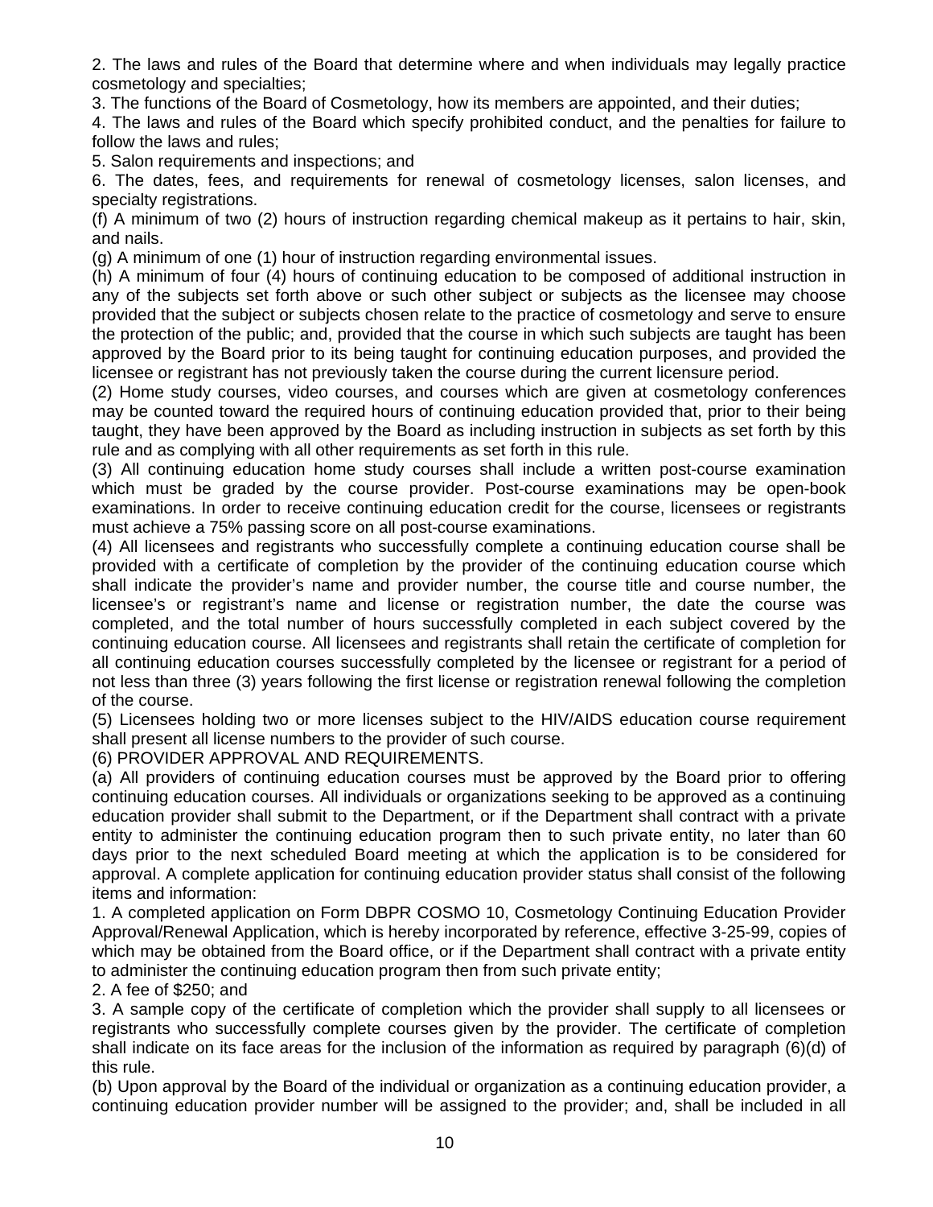2. The laws and rules of the Board that determine where and when individuals may legally practice cosmetology and specialties;

3. The functions of the Board of Cosmetology, how its members are appointed, and their duties;

4. The laws and rules of the Board which specify prohibited conduct, and the penalties for failure to follow the laws and rules;

5. Salon requirements and inspections; and

6. The dates, fees, and requirements for renewal of cosmetology licenses, salon licenses, and specialty registrations.

(f) A minimum of two (2) hours of instruction regarding chemical makeup as it pertains to hair, skin, and nails.

(g) A minimum of one (1) hour of instruction regarding environmental issues.

(h) A minimum of four (4) hours of continuing education to be composed of additional instruction in any of the subjects set forth above or such other subject or subjects as the licensee may choose provided that the subject or subjects chosen relate to the practice of cosmetology and serve to ensure the protection of the public; and, provided that the course in which such subjects are taught has been approved by the Board prior to its being taught for continuing education purposes, and provided the licensee or registrant has not previously taken the course during the current licensure period.

(2) Home study courses, video courses, and courses which are given at cosmetology conferences may be counted toward the required hours of continuing education provided that, prior to their being taught, they have been approved by the Board as including instruction in subjects as set forth by this rule and as complying with all other requirements as set forth in this rule.

(3) All continuing education home study courses shall include a written post-course examination which must be graded by the course provider. Post-course examinations may be open-book examinations. In order to receive continuing education credit for the course, licensees or registrants must achieve a 75% passing score on all post-course examinations.

(4) All licensees and registrants who successfully complete a continuing education course shall be provided with a certificate of completion by the provider of the continuing education course which shall indicate the provider's name and provider number, the course title and course number, the licensee's or registrant's name and license or registration number, the date the course was completed, and the total number of hours successfully completed in each subject covered by the continuing education course. All licensees and registrants shall retain the certificate of completion for all continuing education courses successfully completed by the licensee or registrant for a period of not less than three (3) years following the first license or registration renewal following the completion of the course.

(5) Licensees holding two or more licenses subject to the HIV/AIDS education course requirement shall present all license numbers to the provider of such course.

(6) PROVIDER APPROVAL AND REQUIREMENTS.

(a) All providers of continuing education courses must be approved by the Board prior to offering continuing education courses. All individuals or organizations seeking to be approved as a continuing education provider shall submit to the Department, or if the Department shall contract with a private entity to administer the continuing education program then to such private entity, no later than 60 days prior to the next scheduled Board meeting at which the application is to be considered for approval. A complete application for continuing education provider status shall consist of the following items and information:

1. A completed application on Form DBPR COSMO 10, Cosmetology Continuing Education Provider Approval/Renewal Application, which is hereby incorporated by reference, effective 3-25-99, copies of which may be obtained from the Board office, or if the Department shall contract with a private entity to administer the continuing education program then from such private entity;

2. A fee of $250; and

3. A sample copy of the certificate of completion which the provider shall supply to all licensees or registrants who successfully complete courses given by the provider. The certificate of completion shall indicate on its face areas for the inclusion of the information as required by paragraph (6)(d) of this rule.

(b) Upon approval by the Board of the individual or organization as a continuing education provider, a continuing education provider number will be assigned to the provider; and, shall be included in all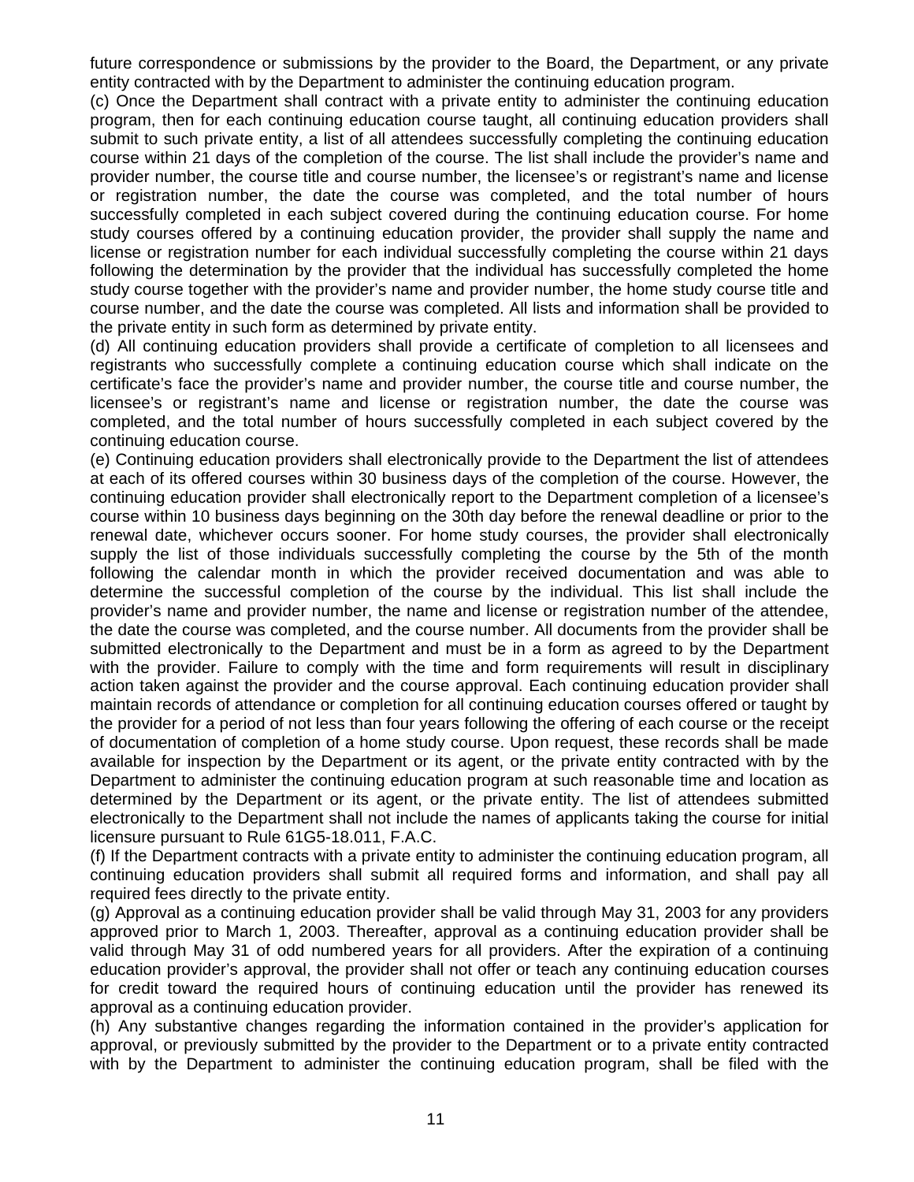future correspondence or submissions by the provider to the Board, the Department, or any private entity contracted with by the Department to administer the continuing education program.

(c) Once the Department shall contract with a private entity to administer the continuing education program, then for each continuing education course taught, all continuing education providers shall submit to such private entity, a list of all attendees successfully completing the continuing education course within 21 days of the completion of the course. The list shall include the provider's name and provider number, the course title and course number, the licensee's or registrant's name and license or registration number, the date the course was completed, and the total number of hours successfully completed in each subject covered during the continuing education course. For home study courses offered by a continuing education provider, the provider shall supply the name and license or registration number for each individual successfully completing the course within 21 days following the determination by the provider that the individual has successfully completed the home study course together with the provider's name and provider number, the home study course title and course number, and the date the course was completed. All lists and information shall be provided to the private entity in such form as determined by private entity.

(d) All continuing education providers shall provide a certificate of completion to all licensees and registrants who successfully complete a continuing education course which shall indicate on the certificate's face the provider's name and provider number, the course title and course number, the licensee's or registrant's name and license or registration number, the date the course was completed, and the total number of hours successfully completed in each subject covered by the continuing education course.

(e) Continuing education providers shall electronically provide to the Department the list of attendees at each of its offered courses within 30 business days of the completion of the course. However, the continuing education provider shall electronically report to the Department completion of a licensee's course within 10 business days beginning on the 30th day before the renewal deadline or prior to the renewal date, whichever occurs sooner. For home study courses, the provider shall electronically supply the list of those individuals successfully completing the course by the 5th of the month following the calendar month in which the provider received documentation and was able to determine the successful completion of the course by the individual. This list shall include the provider's name and provider number, the name and license or registration number of the attendee, the date the course was completed, and the course number. All documents from the provider shall be submitted electronically to the Department and must be in a form as agreed to by the Department with the provider. Failure to comply with the time and form requirements will result in disciplinary action taken against the provider and the course approval. Each continuing education provider shall maintain records of attendance or completion for all continuing education courses offered or taught by the provider for a period of not less than four years following the offering of each course or the receipt of documentation of completion of a home study course. Upon request, these records shall be made available for inspection by the Department or its agent, or the private entity contracted with by the Department to administer the continuing education program at such reasonable time and location as determined by the Department or its agent, or the private entity. The list of attendees submitted electronically to the Department shall not include the names of applicants taking the course for initial licensure pursuant to Rule 61G5-18.011, F.A.C.

(f) If the Department contracts with a private entity to administer the continuing education program, all continuing education providers shall submit all required forms and information, and shall pay all required fees directly to the private entity.

(g) Approval as a continuing education provider shall be valid through May 31, 2003 for any providers approved prior to March 1, 2003. Thereafter, approval as a continuing education provider shall be valid through May 31 of odd numbered years for all providers. After the expiration of a continuing education provider's approval, the provider shall not offer or teach any continuing education courses for credit toward the required hours of continuing education until the provider has renewed its approval as a continuing education provider.

(h) Any substantive changes regarding the information contained in the provider's application for approval, or previously submitted by the provider to the Department or to a private entity contracted with by the Department to administer the continuing education program, shall be filed with the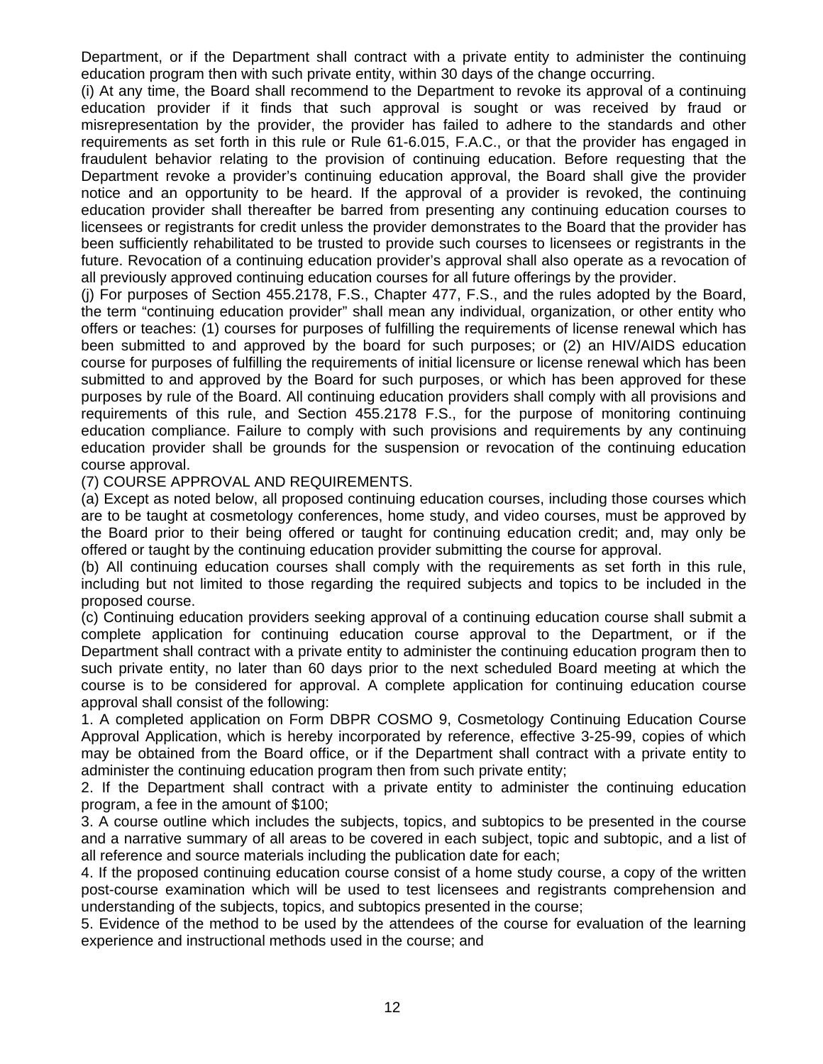Department, or if the Department shall contract with a private entity to administer the continuing education program then with such private entity, within 30 days of the change occurring.

(i) At any time, the Board shall recommend to the Department to revoke its approval of a continuing education provider if it finds that such approval is sought or was received by fraud or misrepresentation by the provider, the provider has failed to adhere to the standards and other requirements as set forth in this rule or Rule 61-6.015, F.A.C., or that the provider has engaged in fraudulent behavior relating to the provision of continuing education. Before requesting that the Department revoke a provider's continuing education approval, the Board shall give the provider notice and an opportunity to be heard. If the approval of a provider is revoked, the continuing education provider shall thereafter be barred from presenting any continuing education courses to licensees or registrants for credit unless the provider demonstrates to the Board that the provider has been sufficiently rehabilitated to be trusted to provide such courses to licensees or registrants in the future. Revocation of a continuing education provider's approval shall also operate as a revocation of all previously approved continuing education courses for all future offerings by the provider.

(j) For purposes of Section 455.2178, F.S., Chapter 477, F.S., and the rules adopted by the Board, the term "continuing education provider" shall mean any individual, organization, or other entity who offers or teaches: (1) courses for purposes of fulfilling the requirements of license renewal which has been submitted to and approved by the board for such purposes; or (2) an HIV/AIDS education course for purposes of fulfilling the requirements of initial licensure or license renewal which has been submitted to and approved by the Board for such purposes, or which has been approved for these purposes by rule of the Board. All continuing education providers shall comply with all provisions and requirements of this rule, and Section 455.2178 F.S., for the purpose of monitoring continuing education compliance. Failure to comply with such provisions and requirements by any continuing education provider shall be grounds for the suspension or revocation of the continuing education course approval.

(7) COURSE APPROVAL AND REQUIREMENTS.

(a) Except as noted below, all proposed continuing education courses, including those courses which are to be taught at cosmetology conferences, home study, and video courses, must be approved by the Board prior to their being offered or taught for continuing education credit; and, may only be offered or taught by the continuing education provider submitting the course for approval.

(b) All continuing education courses shall comply with the requirements as set forth in this rule, including but not limited to those regarding the required subjects and topics to be included in the proposed course.

(c) Continuing education providers seeking approval of a continuing education course shall submit a complete application for continuing education course approval to the Department, or if the Department shall contract with a private entity to administer the continuing education program then to such private entity, no later than 60 days prior to the next scheduled Board meeting at which the course is to be considered for approval. A complete application for continuing education course approval shall consist of the following:

1. A completed application on Form DBPR COSMO 9, Cosmetology Continuing Education Course Approval Application, which is hereby incorporated by reference, effective 3-25-99, copies of which may be obtained from the Board office, or if the Department shall contract with a private entity to administer the continuing education program then from such private entity;

2. If the Department shall contract with a private entity to administer the continuing education program, a fee in the amount of $100;

3. A course outline which includes the subjects, topics, and subtopics to be presented in the course and a narrative summary of all areas to be covered in each subject, topic and subtopic, and a list of all reference and source materials including the publication date for each;

4. If the proposed continuing education course consist of a home study course, a copy of the written post-course examination which will be used to test licensees and registrants comprehension and understanding of the subjects, topics, and subtopics presented in the course;

5. Evidence of the method to be used by the attendees of the course for evaluation of the learning experience and instructional methods used in the course; and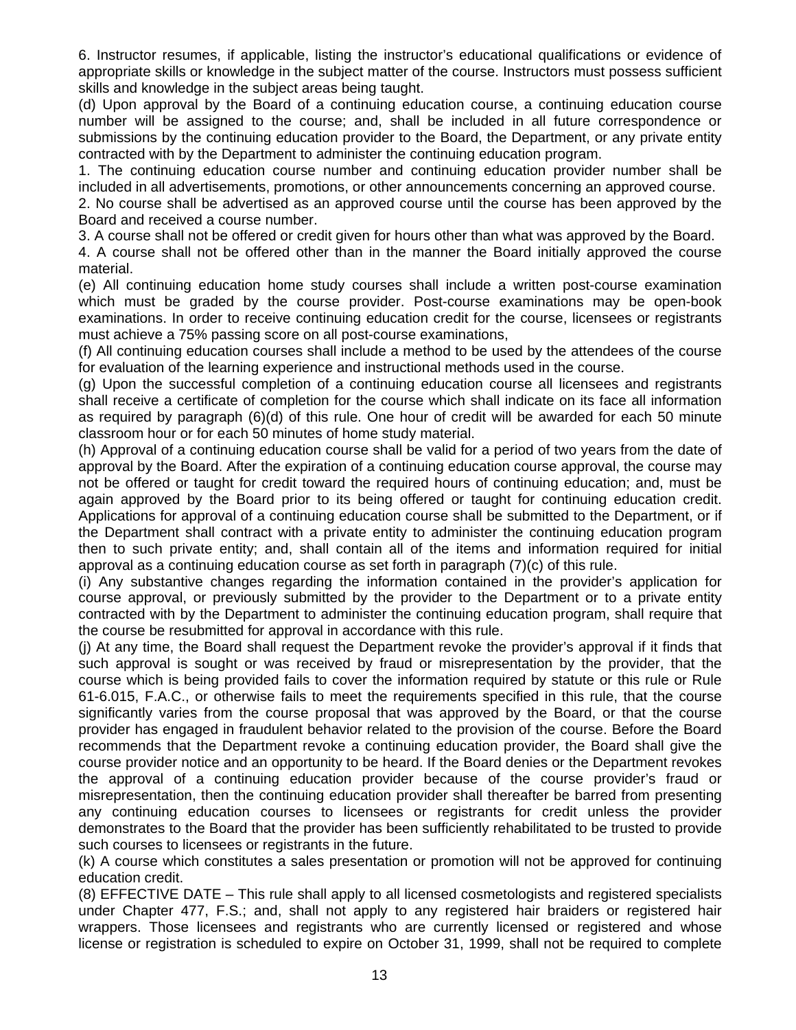6. Instructor resumes, if applicable, listing the instructor's educational qualifications or evidence of appropriate skills or knowledge in the subject matter of the course. Instructors must possess sufficient skills and knowledge in the subject areas being taught.

(d) Upon approval by the Board of a continuing education course, a continuing education course number will be assigned to the course; and, shall be included in all future correspondence or submissions by the continuing education provider to the Board, the Department, or any private entity contracted with by the Department to administer the continuing education program.

1. The continuing education course number and continuing education provider number shall be included in all advertisements, promotions, or other announcements concerning an approved course.

2. No course shall be advertised as an approved course until the course has been approved by the Board and received a course number.

3. A course shall not be offered or credit given for hours other than what was approved by the Board.

4. A course shall not be offered other than in the manner the Board initially approved the course material.

(e) All continuing education home study courses shall include a written post-course examination which must be graded by the course provider. Post-course examinations may be open-book examinations. In order to receive continuing education credit for the course, licensees or registrants must achieve a 75% passing score on all post-course examinations,

(f) All continuing education courses shall include a method to be used by the attendees of the course for evaluation of the learning experience and instructional methods used in the course.

(g) Upon the successful completion of a continuing education course all licensees and registrants shall receive a certificate of completion for the course which shall indicate on its face all information as required by paragraph (6)(d) of this rule. One hour of credit will be awarded for each 50 minute classroom hour or for each 50 minutes of home study material.

(h) Approval of a continuing education course shall be valid for a period of two years from the date of approval by the Board. After the expiration of a continuing education course approval, the course may not be offered or taught for credit toward the required hours of continuing education; and, must be again approved by the Board prior to its being offered or taught for continuing education credit. Applications for approval of a continuing education course shall be submitted to the Department, or if the Department shall contract with a private entity to administer the continuing education program then to such private entity; and, shall contain all of the items and information required for initial approval as a continuing education course as set forth in paragraph (7)(c) of this rule.

(i) Any substantive changes regarding the information contained in the provider's application for course approval, or previously submitted by the provider to the Department or to a private entity contracted with by the Department to administer the continuing education program, shall require that the course be resubmitted for approval in accordance with this rule.

(j) At any time, the Board shall request the Department revoke the provider's approval if it finds that such approval is sought or was received by fraud or misrepresentation by the provider, that the course which is being provided fails to cover the information required by statute or this rule or Rule 61-6.015, F.A.C., or otherwise fails to meet the requirements specified in this rule, that the course significantly varies from the course proposal that was approved by the Board, or that the course provider has engaged in fraudulent behavior related to the provision of the course. Before the Board recommends that the Department revoke a continuing education provider, the Board shall give the course provider notice and an opportunity to be heard. If the Board denies or the Department revokes the approval of a continuing education provider because of the course provider's fraud or misrepresentation, then the continuing education provider shall thereafter be barred from presenting any continuing education courses to licensees or registrants for credit unless the provider demonstrates to the Board that the provider has been sufficiently rehabilitated to be trusted to provide such courses to licensees or registrants in the future.

(k) A course which constitutes a sales presentation or promotion will not be approved for continuing education credit.

(8) EFFECTIVE DATE – This rule shall apply to all licensed cosmetologists and registered specialists under Chapter 477, F.S.; and, shall not apply to any registered hair braiders or registered hair wrappers. Those licensees and registrants who are currently licensed or registered and whose license or registration is scheduled to expire on October 31, 1999, shall not be required to complete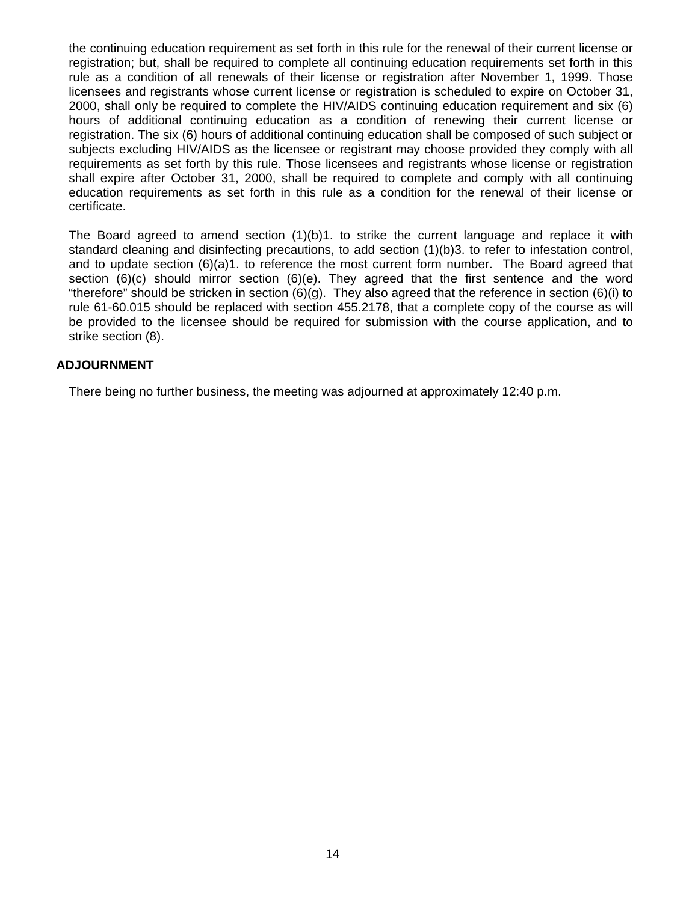the continuing education requirement as set forth in this rule for the renewal of their current license or registration; but, shall be required to complete all continuing education requirements set forth in this rule as a condition of all renewals of their license or registration after November 1, 1999. Those licensees and registrants whose current license or registration is scheduled to expire on October 31, 2000, shall only be required to complete the HIV/AIDS continuing education requirement and six (6) hours of additional continuing education as a condition of renewing their current license or registration. The six (6) hours of additional continuing education shall be composed of such subject or subjects excluding HIV/AIDS as the licensee or registrant may choose provided they comply with all requirements as set forth by this rule. Those licensees and registrants whose license or registration shall expire after October 31, 2000, shall be required to complete and comply with all continuing education requirements as set forth in this rule as a condition for the renewal of their license or certificate.

The Board agreed to amend section (1)(b)1. to strike the current language and replace it with standard cleaning and disinfecting precautions, to add section (1)(b)3. to refer to infestation control, and to update section (6)(a)1. to reference the most current form number. The Board agreed that section (6)(c) should mirror section (6)(e). They agreed that the first sentence and the word "therefore" should be stricken in section (6)(g). They also agreed that the reference in section (6)(i) to rule 61-60.015 should be replaced with section 455.2178, that a complete copy of the course as will be provided to the licensee should be required for submission with the course application, and to strike section (8).

## ADJOURNMENT

There being no further business, the meeting was adjourned at approximately 12:40 p.m.